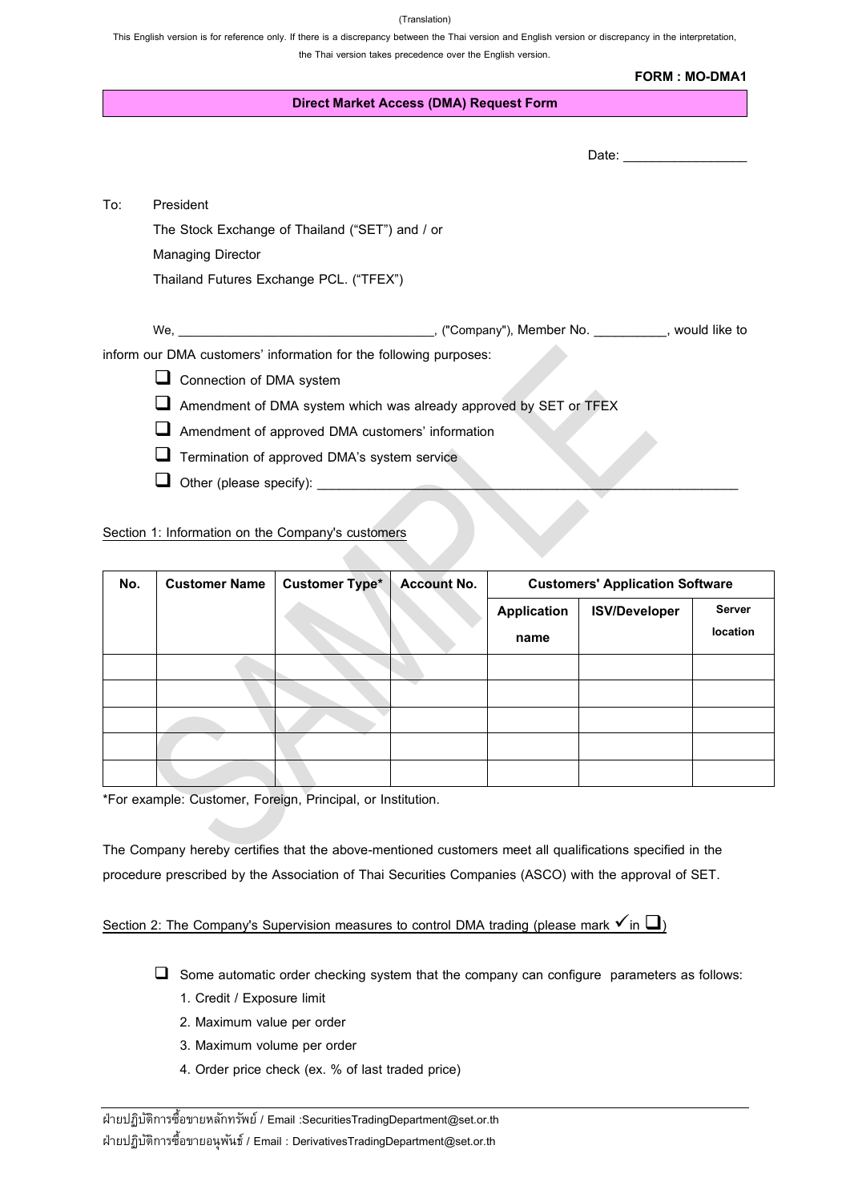(Translation)

This English version is for reference only. If there is a discrepancy between the Thai version and English version or discrepancy in the interpretation, the Thai version takes precedence over the English version.

**FORM : MO-DMA1**

## Direct Market Access (DMA) Request Form

Date: _________________

To: President
The Stock Exchange of Thailand ("SET") and / or
Managing Director
Thailand Futures Exchange PCL. ("TFEX")

We, ___________________________________, ("Company"), Member No. __________, would like to inform our DMA customers' information for the following purposes:

- ❑ Connection of DMA system
- ❑ Amendment of DMA system which was already approved by SET or TFEX
- ❑ Amendment of approved DMA customers' information
- ❑ Termination of approved DMA's system service
- ❑ Other (please specify): ___________________________________________________________

Section 1: Information on the Company's customers

| No. | Customer Name | Customer Type* | Account No. | Customers' Application Software | | |
|---|---|---|---|---|---|---|
| | | | | Application name | ISV/Developer | Server location |
| | | | | | | |
| | | | | | | |
| | | | | | | |
| | | | | | | |
| | | | | | | |

*For example: Customer, Foreign, Principal, or Institution.

The Company hereby certifies that the above-mentioned customers meet all qualifications specified in the procedure prescribed by the Association of Thai Securities Companies (ASCO) with the approval of SET.

Section 2: The Company's Supervision measures to control DMA trading (please mark ✓ in ❑)

❑ Some automatic order checking system that the company can configure parameters as follows:

1. Credit / Exposure limit
2. Maximum value per order
3. Maximum volume per order
4. Order price check (ex. % of last traded price)

ฝ่ายปฏิบัติการซื้อขายหลักทรัพย์ / Email :SecuritiesTradingDepartment@set.or.th
ฝ่ายปฏิบัติการซื้อขายอนุพันธ์ / Email : DerivativesTradingDepartment@set.or.th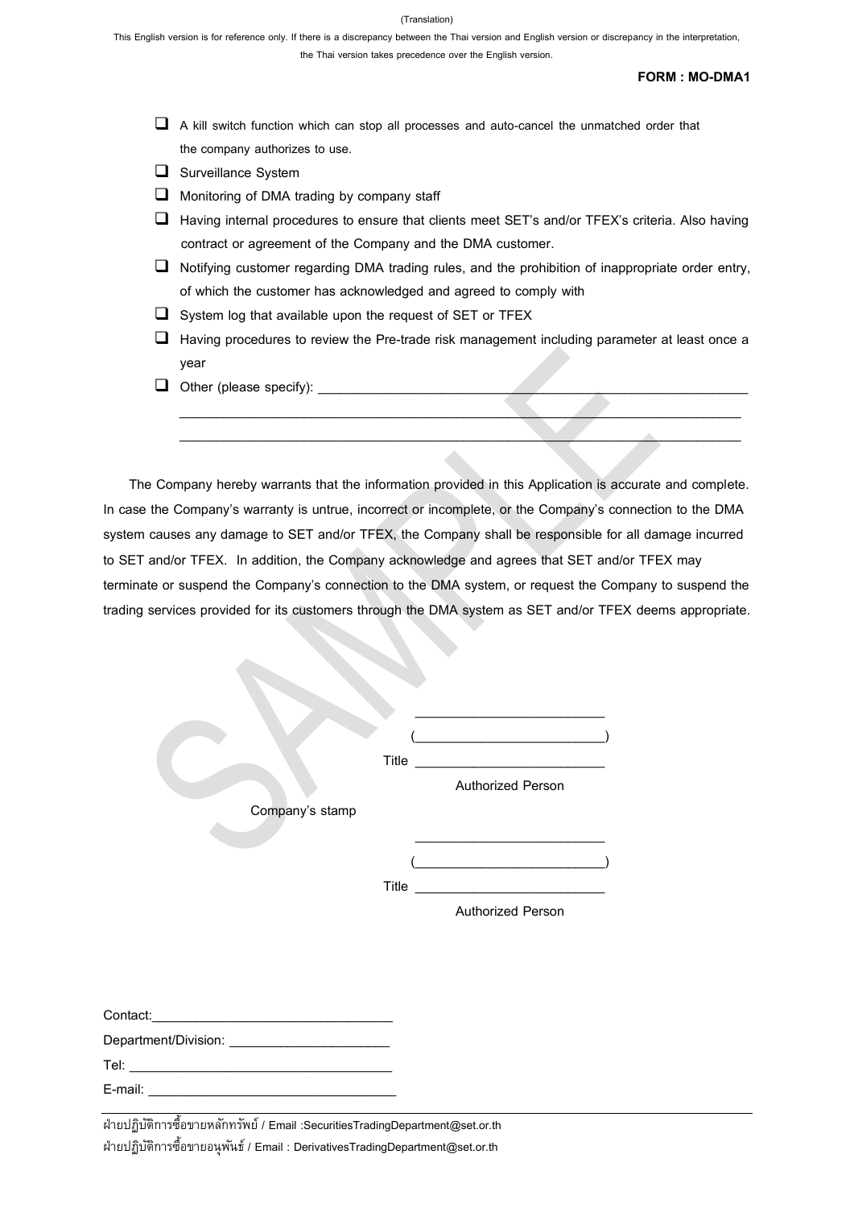(Translation)

This English version is for reference only. If there is a discrepancy between the Thai version and English version or discrepancy in the interpretation, the Thai version takes precedence over the English version.

**FORM : MO-DMA1**

- ☐ A kill switch function which can stop all processes and auto-cancel the unmatched order that the company authorizes to use.
- ☐ Surveillance System
- ☐ Monitoring of DMA trading by company staff
- ☐ Having internal procedures to ensure that clients meet SET's and/or TFEX's criteria. Also having contract or agreement of the Company and the DMA customer.
- ☐ Notifying customer regarding DMA trading rules, and the prohibition of inappropriate order entry, of which the customer has acknowledged and agreed to comply with
- ☐ System log that available upon the request of SET or TFEX
- ☐ Having procedures to review the Pre-trade risk management including parameter at least once a year
- ☐ Other (please specify): ____________________________________________________________

  ______________________________________________________________________________

  ______________________________________________________________________________

The Company hereby warrants that the information provided in this Application is accurate and complete. In case the Company's warranty is untrue, incorrect or incomplete, or the Company's connection to the DMA system causes any damage to SET and/or TFEX, the Company shall be responsible for all damage incurred to SET and/or TFEX. In addition, the Company acknowledge and agrees that SET and/or TFEX may terminate or suspend the Company's connection to the DMA system, or request the Company to suspend the trading services provided for its customers through the DMA system as SET and/or TFEX deems appropriate.

_________________________

(_________________________)

Title _________________________

Authorized Person

Company's stamp

_________________________

(_________________________)

Title _________________________

Authorized Person

Contact:_________________________________

Department/Division: _____________________

Tel: ____________________________________

E-mail: __________________________________

ฝ่ายปฏิบัติการซื้อขายหลักทรัพย์ / Email :SecuritiesTradingDepartment@set.or.th

ฝ่ายปฏิบัติการซื้อขายอนุพันธ์ / Email : DerivativesTradingDepartment@set.or.th